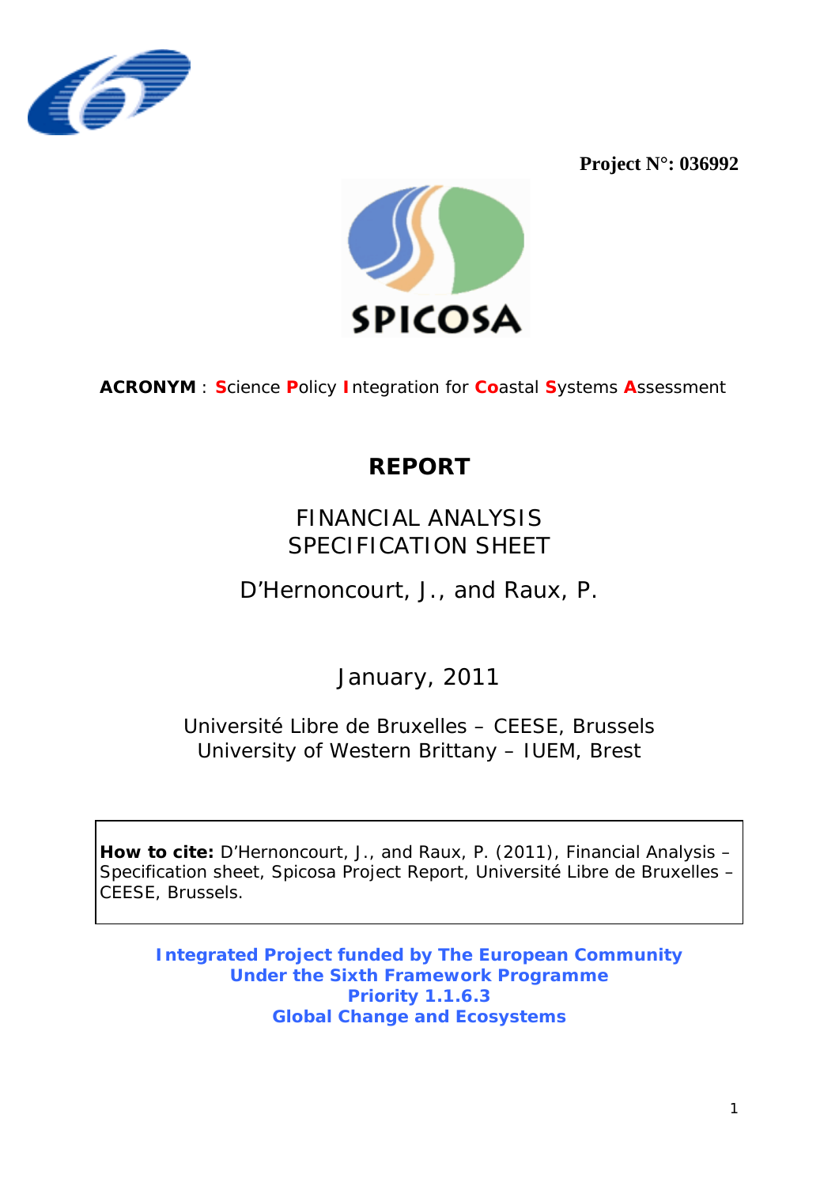**Project N°: 036992**

SPICOSA

**ACRONYM** : **S**cience **P**olicy **I**ntegration for **Co**astal **S**ystems **A**ssessment

# REPORT

## FINANCIAL ANALYSIS
## SPECIFICATION SHEET

D'Hernoncourt, J., and Raux, P.

January, 2011

Université Libre de Bruxelles – CEESE, Brussels
University of Western Brittany – IUEM, Brest

**How to cite:** D'Hernoncourt, J., and Raux, P. (2011), Financial Analysis – Specification sheet, Spicosa Project Report, Université Libre de Bruxelles – CEESE, Brussels.

**Integrated Project funded by The European Community**
**Under the Sixth Framework Programme**
**Priority 1.1.6.3**
**Global Change and Ecosystems**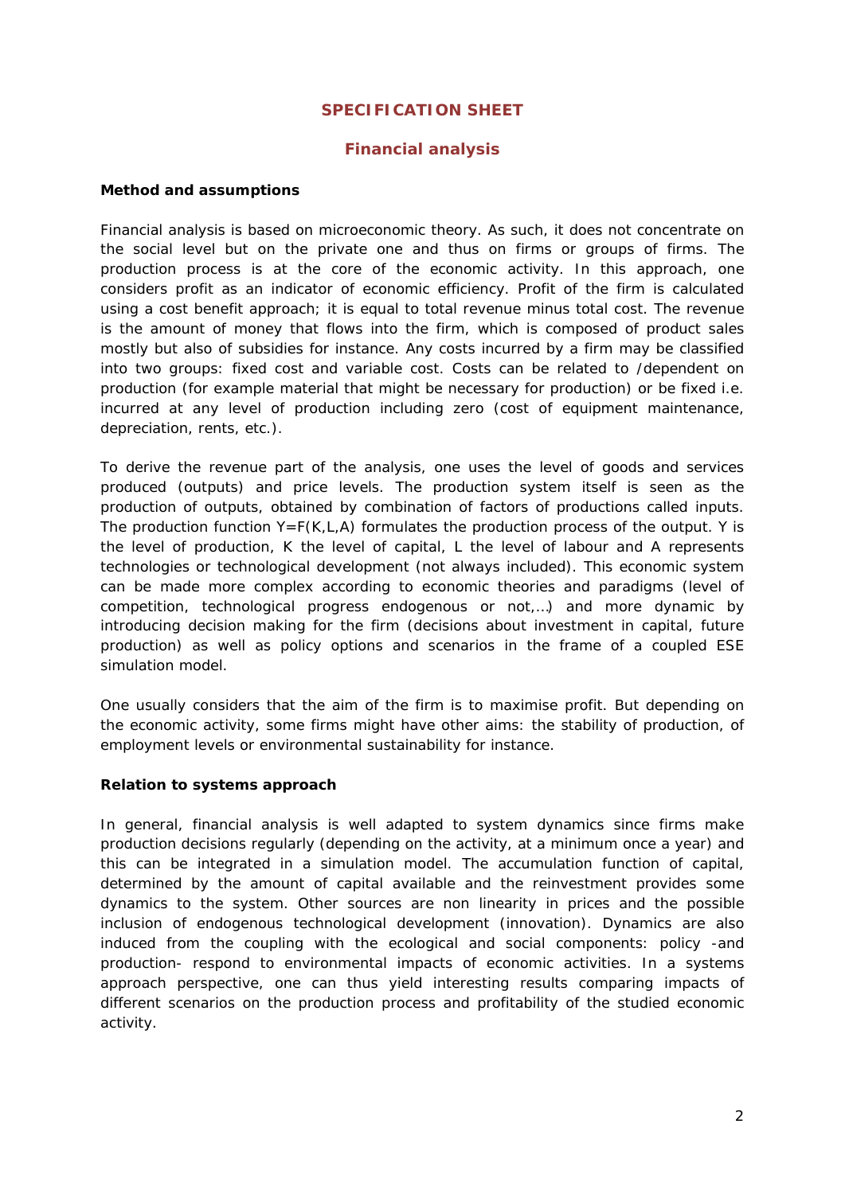# SPECIFICATION SHEET

## Financial analysis

**Method and assumptions**

Financial analysis is based on microeconomic theory. As such, it does not concentrate on the social level but on the private one and thus on firms or groups of firms. The production process is at the core of the economic activity. In this approach, one considers profit as an indicator of economic efficiency. Profit of the firm is calculated using a cost benefit approach; it is equal to total revenue minus total cost. The revenue is the amount of money that flows into the firm, which is composed of product sales mostly but also of subsidies for instance. Any costs incurred by a firm may be classified into two groups: fixed cost and variable cost. Costs can be related to /dependent on production (for example material that might be necessary for production) or be fixed i.e. incurred at any level of production including zero (cost of equipment maintenance, depreciation, rents, etc.).

To derive the revenue part of the analysis, one uses the level of goods and services produced (outputs) and price levels. The production system itself is seen as the production of outputs, obtained by combination of factors of productions called inputs. The production function $Y=F(K,L,A)$ formulates the production process of the output. Y is the level of production, K the level of capital, L the level of labour and A represents technologies or technological development (not always included). This economic system can be made more complex according to economic theories and paradigms (level of competition, technological progress endogenous or not,…) and more dynamic by introducing decision making for the firm (decisions about investment in capital, future production) as well as policy options and scenarios in the frame of a coupled ESE simulation model.

One usually considers that the aim of the firm is to maximise profit. But depending on the economic activity, some firms might have other aims: the stability of production, of employment levels or environmental sustainability for instance.

**Relation to systems approach**

In general, financial analysis is well adapted to system dynamics since firms make production decisions regularly (depending on the activity, at a minimum once a year) and this can be integrated in a simulation model. The accumulation function of capital, determined by the amount of capital available and the reinvestment provides some dynamics to the system. Other sources are non linearity in prices and the possible inclusion of endogenous technological development (innovation). Dynamics are also induced from the coupling with the ecological and social components: policy -and production- respond to environmental impacts of economic activities. In a systems approach perspective, one can thus yield interesting results comparing impacts of different scenarios on the production process and profitability of the studied economic activity.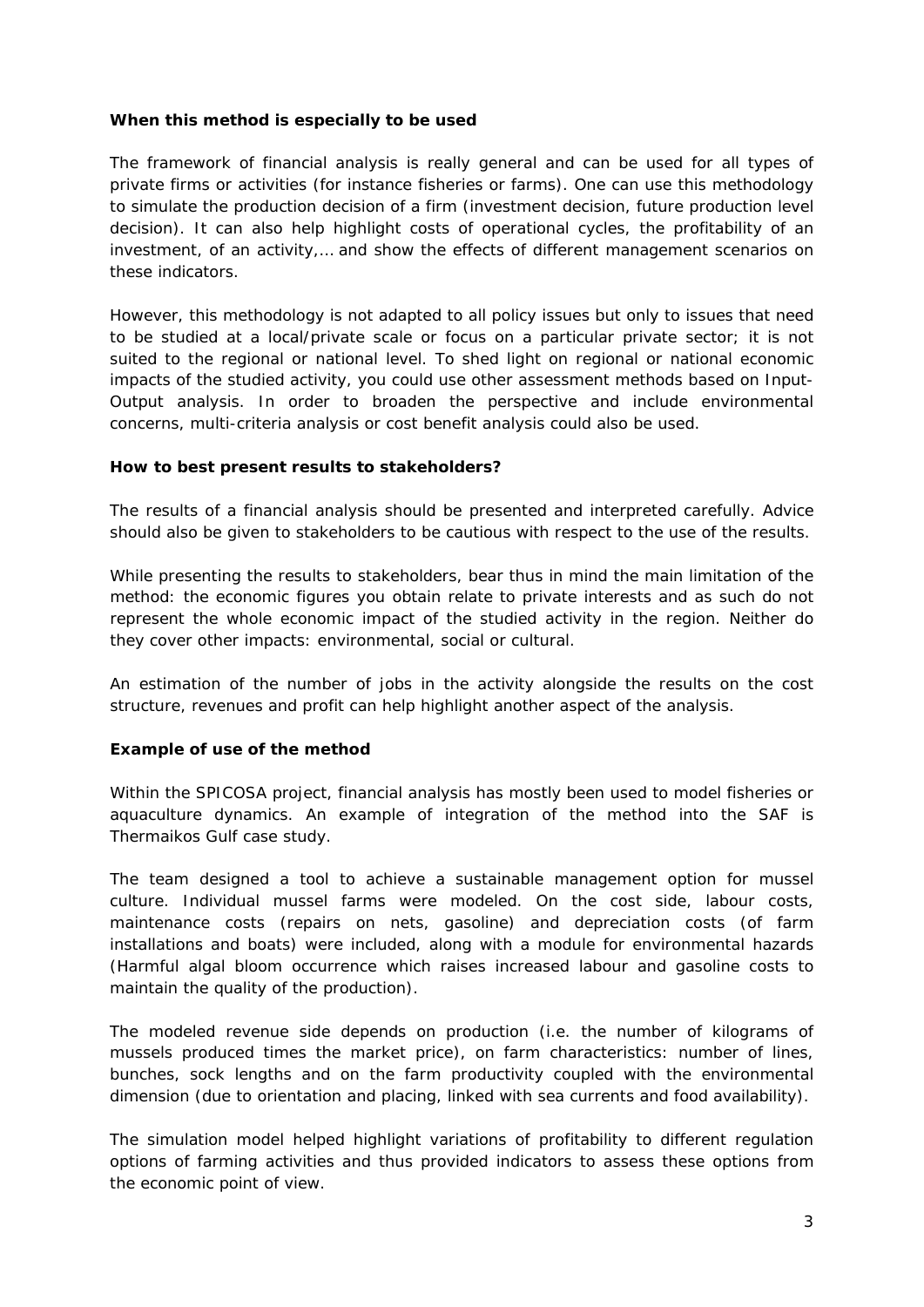**When this method is especially to be used**

The framework of financial analysis is really general and can be used for all types of private firms or activities (for instance fisheries or farms). One can use this methodology to simulate the production decision of a firm (investment decision, future production level decision). It can also help highlight costs of operational cycles, the profitability of an investment, of an activity,… and show the effects of different management scenarios on these indicators.

However, this methodology is not adapted to all policy issues but only to issues that need to be studied at a local/private scale or focus on a particular private sector; it is not suited to the regional or national level. To shed light on regional or national economic impacts of the studied activity, you could use other assessment methods based on Input-Output analysis. In order to broaden the perspective and include environmental concerns, multi-criteria analysis or cost benefit analysis could also be used.

**How to best present results to stakeholders?**

The results of a financial analysis should be presented and interpreted carefully. Advice should also be given to stakeholders to be cautious with respect to the use of the results.

While presenting the results to stakeholders, bear thus in mind the main limitation of the method: the economic figures you obtain relate to private interests and as such do not represent the whole economic impact of the studied activity in the region. Neither do they cover other impacts: environmental, social or cultural.

An estimation of the number of jobs in the activity alongside the results on the cost structure, revenues and profit can help highlight another aspect of the analysis.

**Example of use of the method**

Within the SPICOSA project, financial analysis has mostly been used to model fisheries or aquaculture dynamics. An example of integration of the method into the SAF is Thermaikos Gulf case study.

The team designed a tool to achieve a sustainable management option for mussel culture. Individual mussel farms were modeled. On the cost side, labour costs, maintenance costs (repairs on nets, gasoline) and depreciation costs (of farm installations and boats) were included, along with a module for environmental hazards (Harmful algal bloom occurrence which raises increased labour and gasoline costs to maintain the quality of the production).

The modeled revenue side depends on production (i.e. the number of kilograms of mussels produced times the market price), on farm characteristics: number of lines, bunches, sock lengths and on the farm productivity coupled with the environmental dimension (due to orientation and placing, linked with sea currents and food availability).

The simulation model helped highlight variations of profitability to different regulation options of farming activities and thus provided indicators to assess these options from the economic point of view.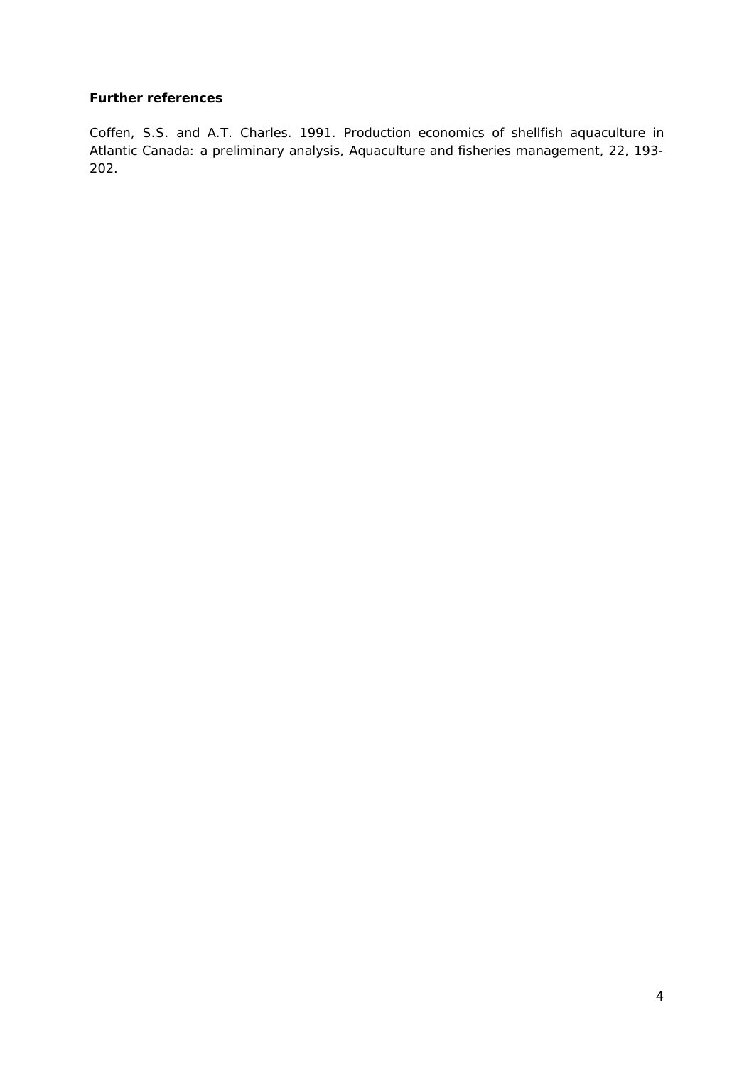**Further references**

Coffen, S.S. and A.T. Charles. 1991. Production economics of shellfish aquaculture in Atlantic Canada: a preliminary analysis, Aquaculture and fisheries management, 22, 193-202.